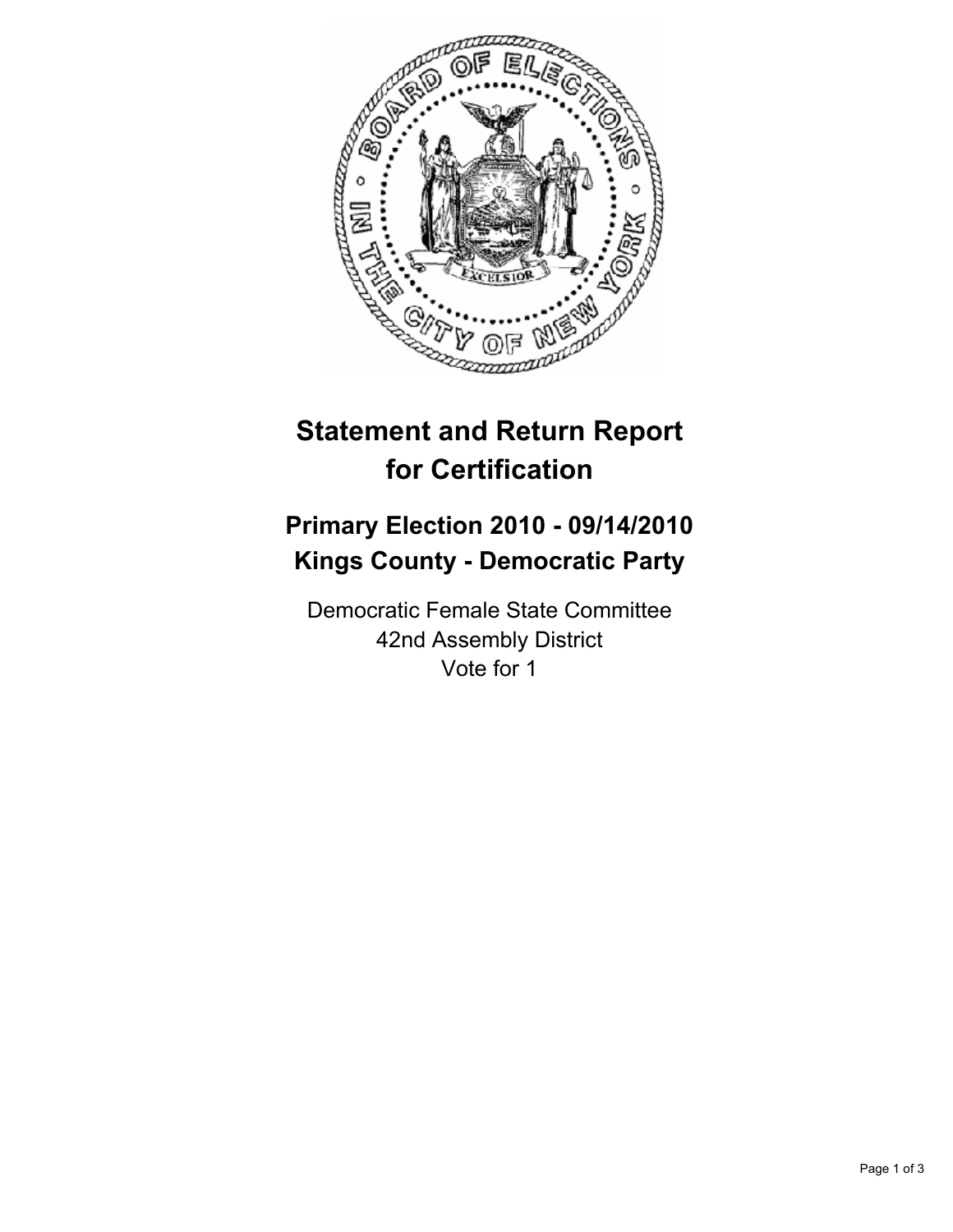# Statement and Return Report for Certification

## Primary Election 2010 - 09/14/2010
## Kings County - Democratic Party

Democratic Female State Committee
42nd Assembly District
Vote for 1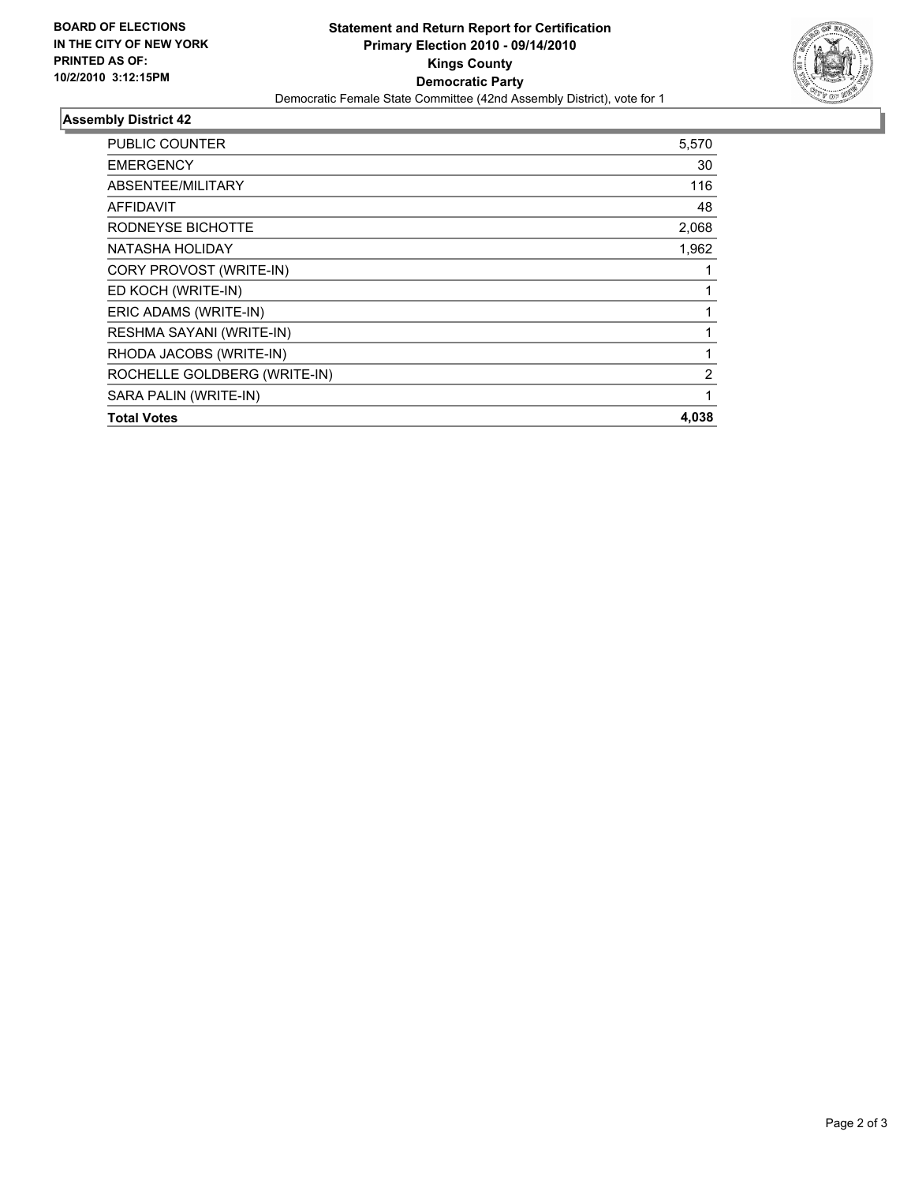**BOARD OF ELECTIONS IN THE CITY OF NEW YORK PRINTED AS OF: 10/2/2010 3:12:15PM**

# Statement and Return Report for Certification
## Primary Election 2010 - 09/14/2010
## Kings County
## Democratic Party

Democratic Female State Committee (42nd Assembly District), vote for 1

### Assembly District 42

| | |
|---|---|
| PUBLIC COUNTER | 5,570 |
| EMERGENCY | 30 |
| ABSENTEE/MILITARY | 116 |
| AFFIDAVIT | 48 |
| RODNEYSE BICHOTTE | 2,068 |
| NATASHA HOLIDAY | 1,962 |
| CORY PROVOST (WRITE-IN) | 1 |
| ED KOCH (WRITE-IN) | 1 |
| ERIC ADAMS (WRITE-IN) | 1 |
| RESHMA SAYANI (WRITE-IN) | 1 |
| RHODA JACOBS (WRITE-IN) | 1 |
| ROCHELLE GOLDBERG (WRITE-IN) | 2 |
| SARA PALIN (WRITE-IN) | 1 |
| **Total Votes** | **4,038** |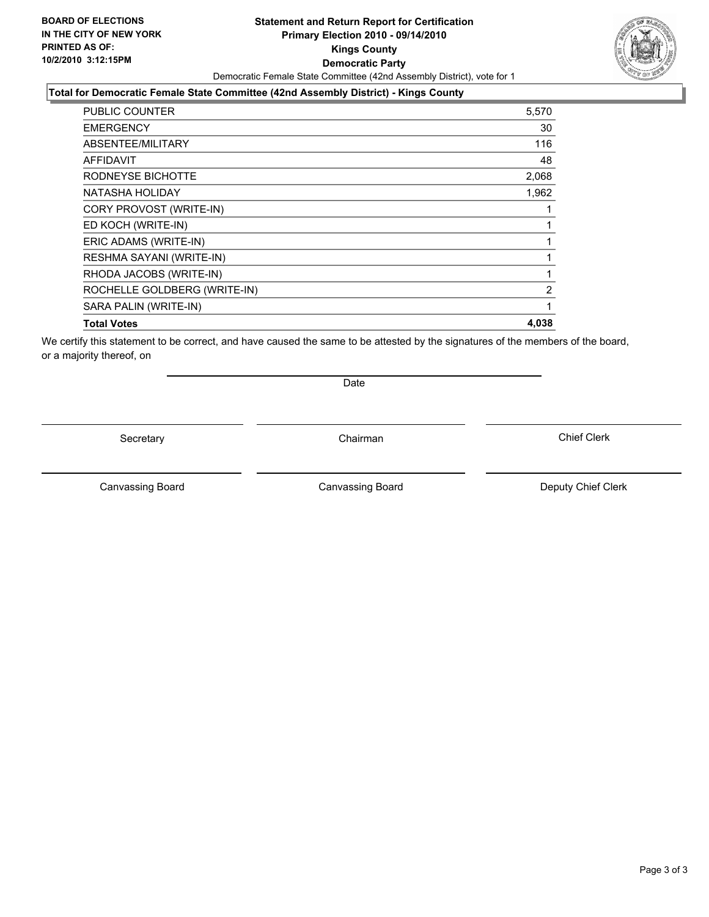**BOARD OF ELECTIONS IN THE CITY OF NEW YORK PRINTED AS OF: 10/2/2010 3:12:15PM**

# Statement and Return Report for Certification
## Primary Election 2010 - 09/14/2010
## Kings County
## Democratic Party

Democratic Female State Committee (42nd Assembly District), vote for 1

**Total for Democratic Female State Committee (42nd Assembly District) - Kings County**

| | |
|---|---|
| PUBLIC COUNTER | 5,570 |
| EMERGENCY | 30 |
| ABSENTEE/MILITARY | 116 |
| AFFIDAVIT | 48 |
| RODNEYSE BICHOTTE | 2,068 |
| NATASHA HOLIDAY | 1,962 |
| CORY PROVOST (WRITE-IN) | 1 |
| ED KOCH (WRITE-IN) | 1 |
| ERIC ADAMS (WRITE-IN) | 1 |
| RESHMA SAYANI (WRITE-IN) | 1 |
| RHODA JACOBS (WRITE-IN) | 1 |
| ROCHELLE GOLDBERG (WRITE-IN) | 2 |
| SARA PALIN (WRITE-IN) | 1 |
| **Total Votes** | **4,038** |

We certify this statement to be correct, and have caused the same to be attested by the signatures of the members of the board, or a majority thereof, on

Date

Secretary | Chairman | Chief Clerk

Canvassing Board | Canvassing Board | Deputy Chief Clerk